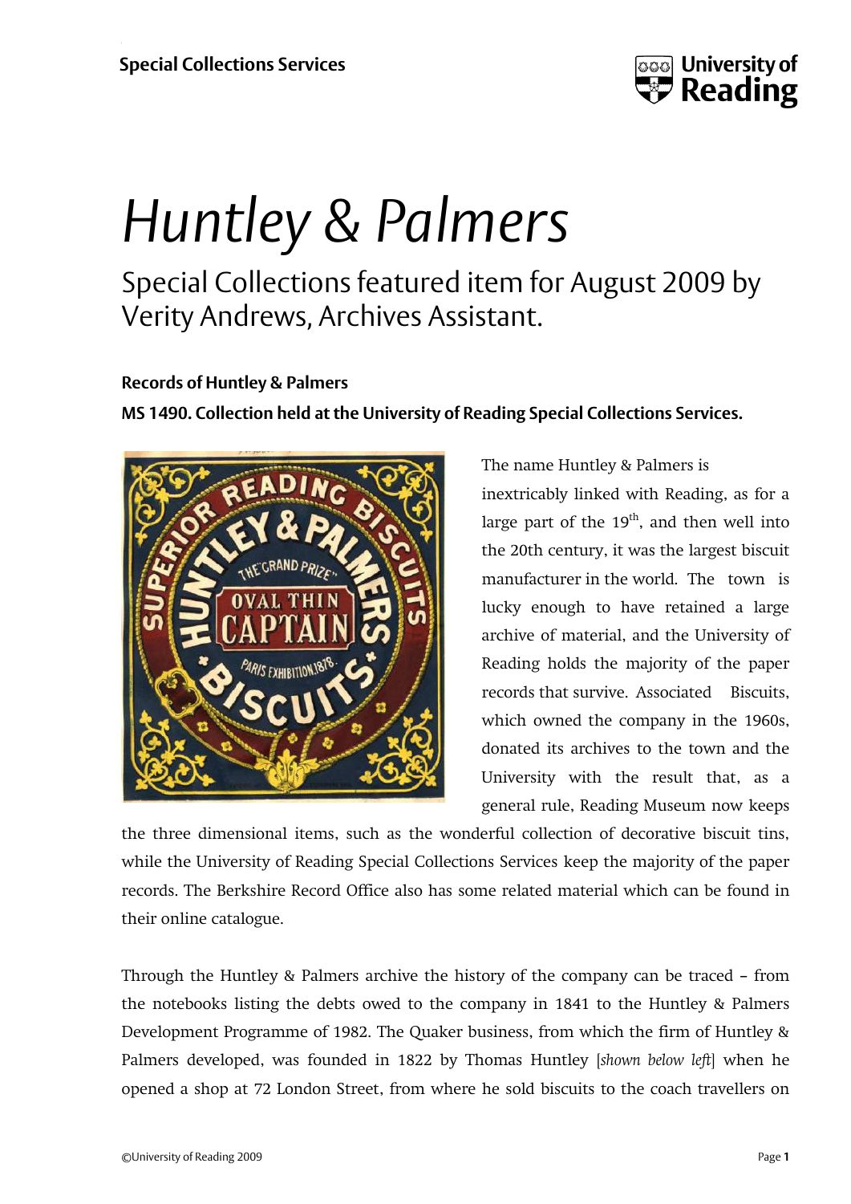# *Huntley & Palmers*

Special Collections featured item for August 2009 by Verity Andrews, Archives Assistant.

**Records of Huntley & Palmers**

**MS 1490. Collection held at the University of Reading Special Collections Services.**

The name Huntley & Palmers is inextricably linked with Reading, as for a large part of the 19th, and then well into the 20th century, it was the largest biscuit manufacturer in the world. The town is lucky enough to have retained a large archive of material, and the University of Reading holds the majority of the paper records that survive. Associated Biscuits, which owned the company in the 1960s, donated its archives to the town and the University with the result that, as a general rule, Reading Museum now keeps the three dimensional items, such as the wonderful collection of decorative biscuit tins, while the University of Reading Special Collections Services keep the majority of the paper records. The Berkshire Record Office also has some related material which can be found in their online catalogue.

Through the Huntley & Palmers archive the history of the company can be traced – from the notebooks listing the debts owed to the company in 1841 to the Huntley & Palmers Development Programme of 1982. The Quaker business, from which the firm of Huntley & Palmers developed, was founded in 1822 by Thomas Huntley [*shown below left*] when he opened a shop at 72 London Street, from where he sold biscuits to the coach travellers on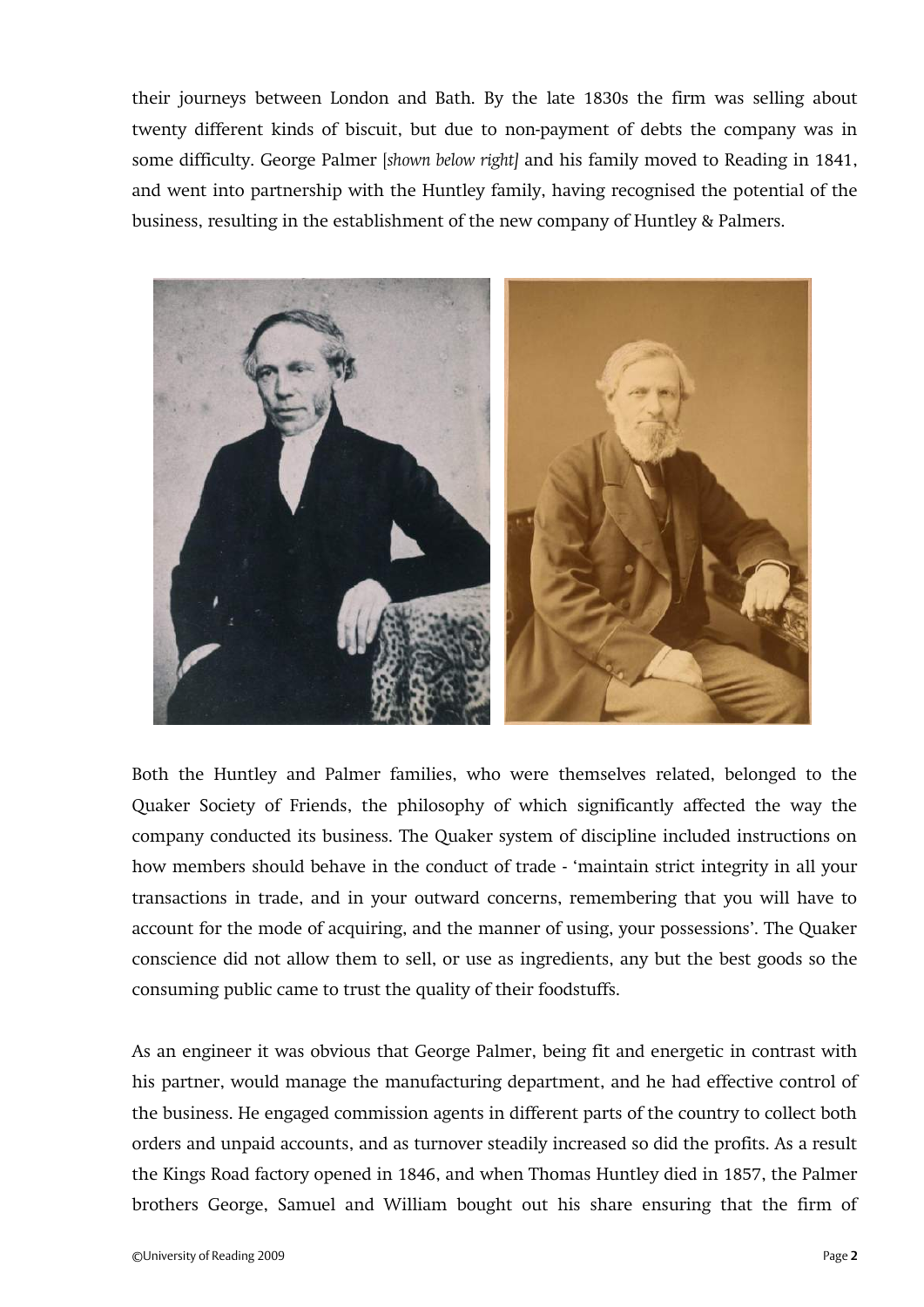their journeys between London and Bath. By the late 1830s the firm was selling about twenty different kinds of biscuit, but due to non-payment of debts the company was in some difficulty. George Palmer [*shown below right*] and his family moved to Reading in 1841, and went into partnership with the Huntley family, having recognised the potential of the business, resulting in the establishment of the new company of Huntley & Palmers.

Both the Huntley and Palmer families, who were themselves related, belonged to the Quaker Society of Friends, the philosophy of which significantly affected the way the company conducted its business. The Quaker system of discipline included instructions on how members should behave in the conduct of trade - 'maintain strict integrity in all your transactions in trade, and in your outward concerns, remembering that you will have to account for the mode of acquiring, and the manner of using, your possessions'. The Quaker conscience did not allow them to sell, or use as ingredients, any but the best goods so the consuming public came to trust the quality of their foodstuffs.

As an engineer it was obvious that George Palmer, being fit and energetic in contrast with his partner, would manage the manufacturing department, and he had effective control of the business. He engaged commission agents in different parts of the country to collect both orders and unpaid accounts, and as turnover steadily increased so did the profits. As a result the Kings Road factory opened in 1846, and when Thomas Huntley died in 1857, the Palmer brothers George, Samuel and William bought out his share ensuring that the firm of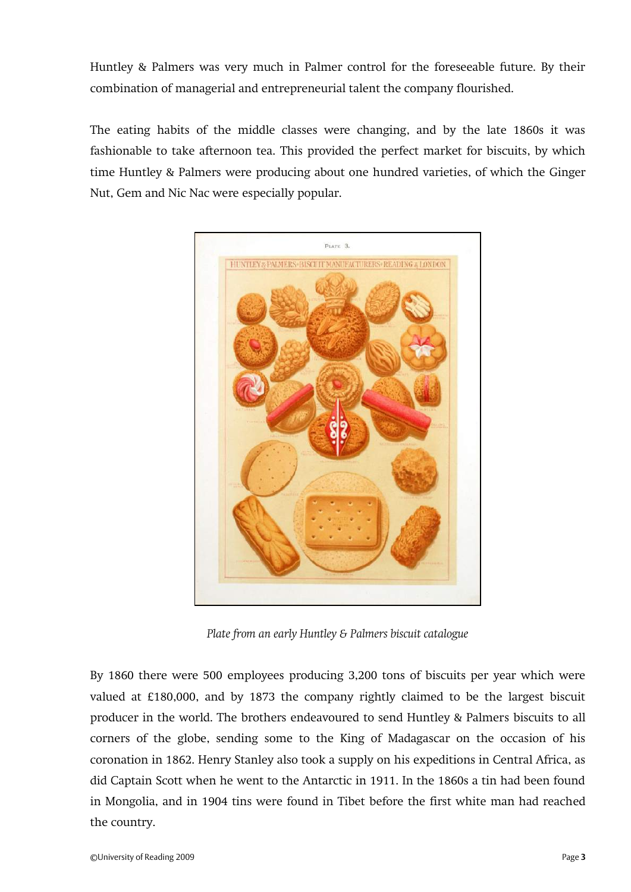Huntley & Palmers was very much in Palmer control for the foreseeable future. By their combination of managerial and entrepreneurial talent the company flourished.

The eating habits of the middle classes were changing, and by the late 1860s it was fashionable to take afternoon tea. This provided the perfect market for biscuits, by which time Huntley & Palmers were producing about one hundred varieties, of which the Ginger Nut, Gem and Nic Nac were especially popular.

*Plate from an early Huntley & Palmers biscuit catalogue*

By 1860 there were 500 employees producing 3,200 tons of biscuits per year which were valued at £180,000, and by 1873 the company rightly claimed to be the largest biscuit producer in the world. The brothers endeavoured to send Huntley & Palmers biscuits to all corners of the globe, sending some to the King of Madagascar on the occasion of his coronation in 1862. Henry Stanley also took a supply on his expeditions in Central Africa, as did Captain Scott when he went to the Antarctic in 1911. In the 1860s a tin had been found in Mongolia, and in 1904 tins were found in Tibet before the first white man had reached the country.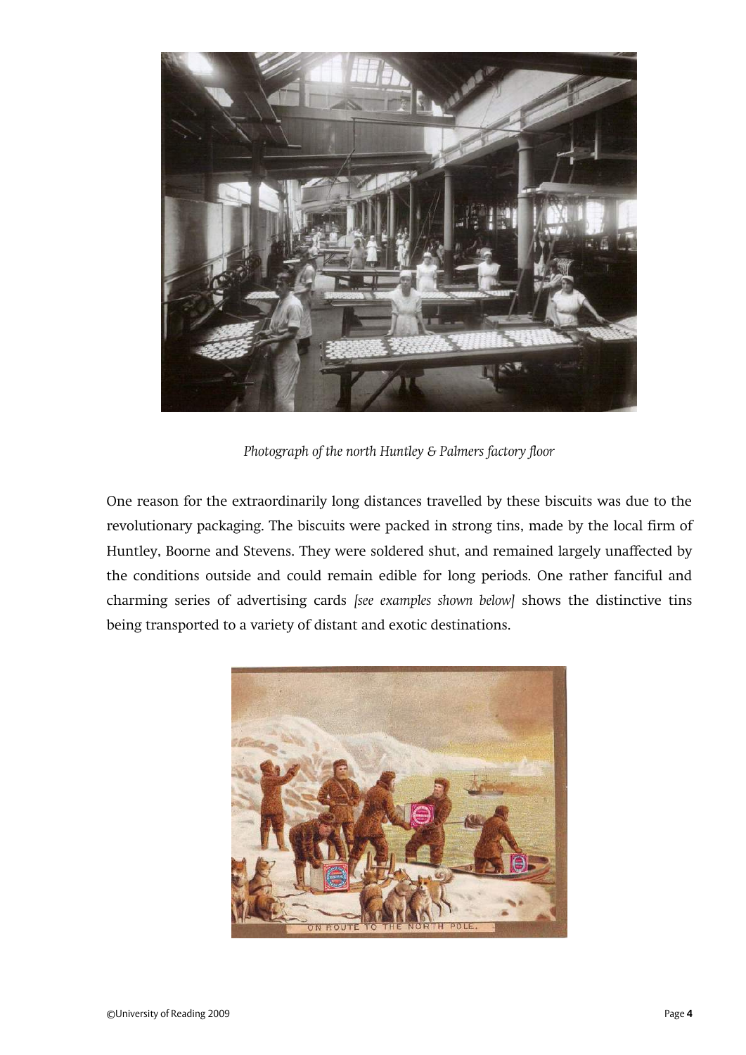*Photograph of the north Huntley & Palmers factory floor*

One reason for the extraordinarily long distances travelled by these biscuits was due to the revolutionary packaging. The biscuits were packed in strong tins, made by the local firm of Huntley, Boorne and Stevens. They were soldered shut, and remained largely unaffected by the conditions outside and could remain edible for long periods. One rather fanciful and charming series of advertising cards *[see examples shown below]* shows the distinctive tins being transported to a variety of distant and exotic destinations.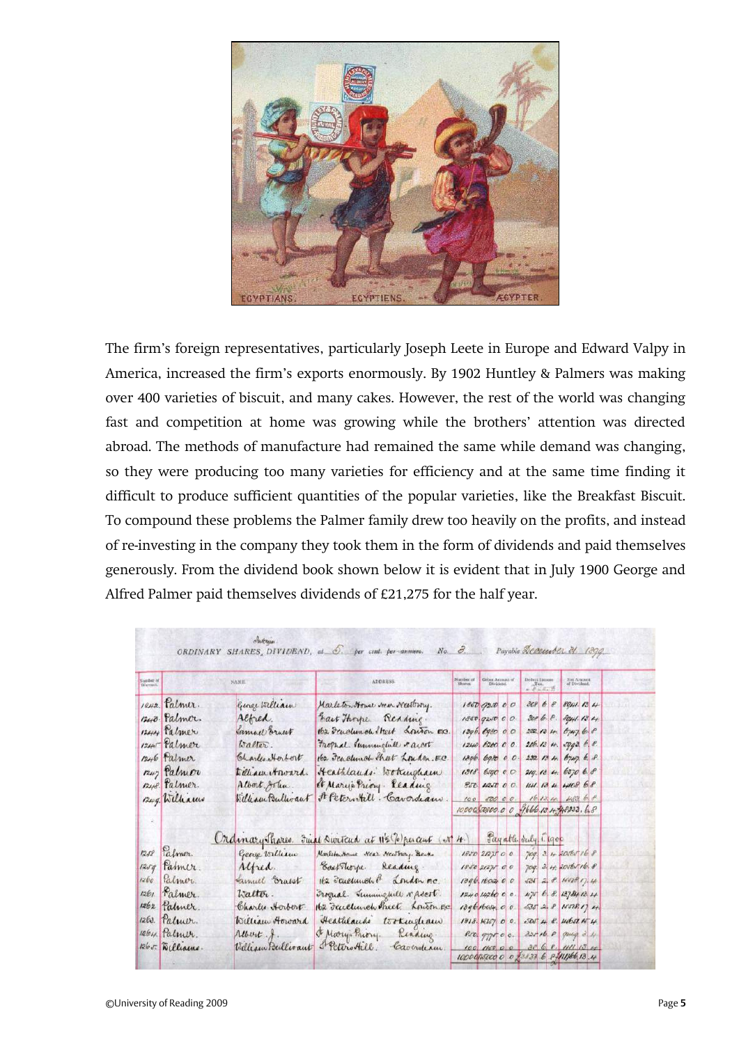The firm's foreign representatives, particularly Joseph Leete in Europe and Edward Valpy in America, increased the firm's exports enormously. By 1902 Huntley & Palmers was making over 400 varieties of biscuit, and many cakes. However, the rest of the world was changing fast and competition at home was growing while the brothers' attention was directed abroad. The methods of manufacture had remained the same while demand was changing, so they were producing too many varieties for efficiency and at the same time finding it difficult to produce sufficient quantities of the popular varieties, like the Breakfast Biscuit. To compound these problems the Palmer family drew too heavily on the profits, and instead of re-investing in the company they took them in the form of dividends and paid themselves generously. From the dividend book shown below it is evident that in July 1900 George and Alfred Palmer paid themselves dividends of £21,275 for the half year.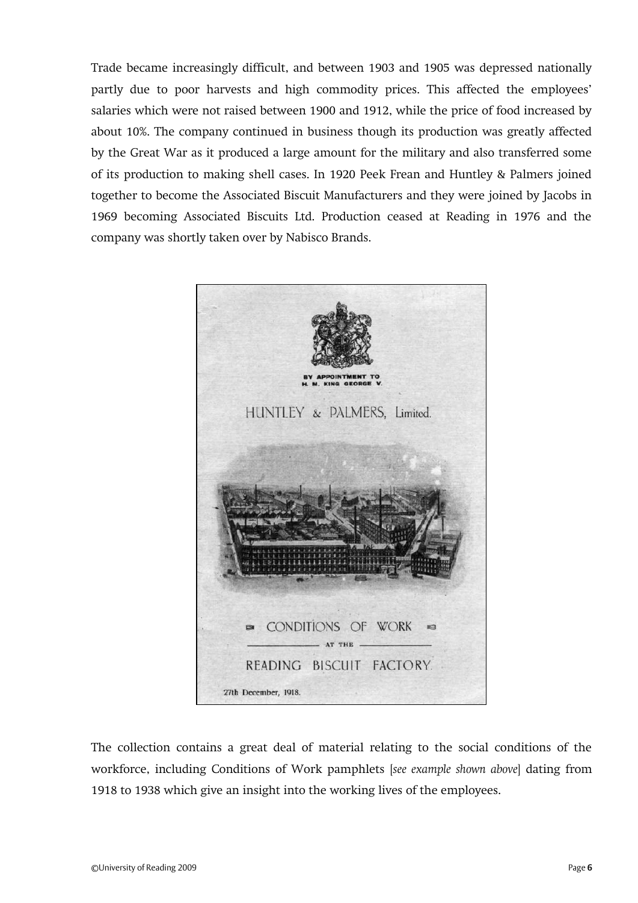Trade became increasingly difficult, and between 1903 and 1905 was depressed nationally partly due to poor harvests and high commodity prices. This affected the employees' salaries which were not raised between 1900 and 1912, while the price of food increased by about 10%. The company continued in business though its production was greatly affected by the Great War as it produced a large amount for the military and also transferred some of its production to making shell cases. In 1920 Peek Frean and Huntley & Palmers joined together to become the Associated Biscuit Manufacturers and they were joined by Jacobs in 1969 becoming Associated Biscuits Ltd. Production ceased at Reading in 1976 and the company was shortly taken over by Nabisco Brands.

The collection contains a great deal of material relating to the social conditions of the workforce, including Conditions of Work pamphlets [*see example shown above*] dating from 1918 to 1938 which give an insight into the working lives of the employees.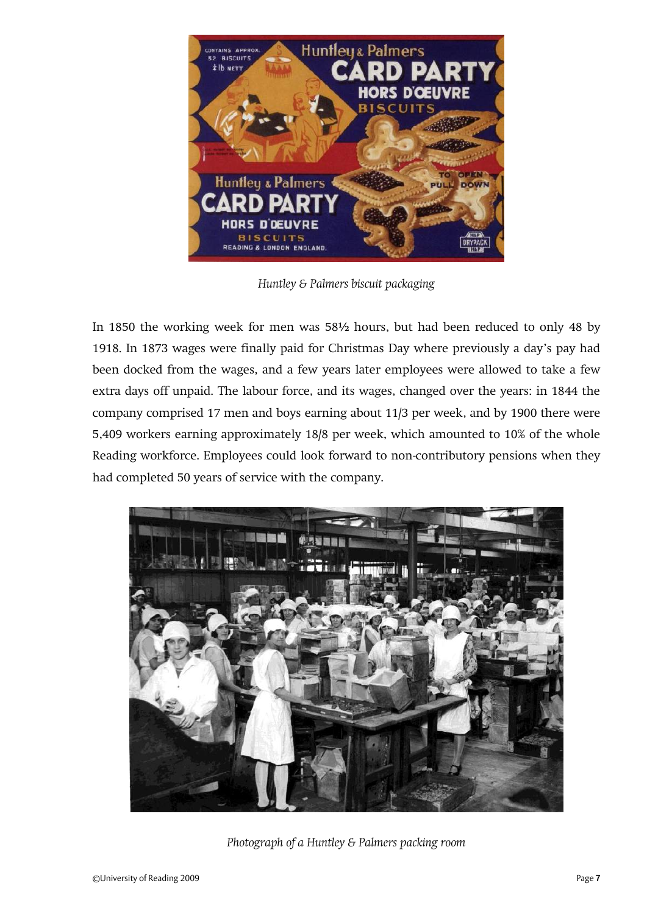*Huntley & Palmers biscuit packaging*

In 1850 the working week for men was 58½ hours, but had been reduced to only 48 by 1918. In 1873 wages were finally paid for Christmas Day where previously a day's pay had been docked from the wages, and a few years later employees were allowed to take a few extra days off unpaid. The labour force, and its wages, changed over the years: in 1844 the company comprised 17 men and boys earning about 11/3 per week, and by 1900 there were 5,409 workers earning approximately 18/8 per week, which amounted to 10% of the whole Reading workforce. Employees could look forward to non-contributory pensions when they had completed 50 years of service with the company.

*Photograph of a Huntley & Palmers packing room*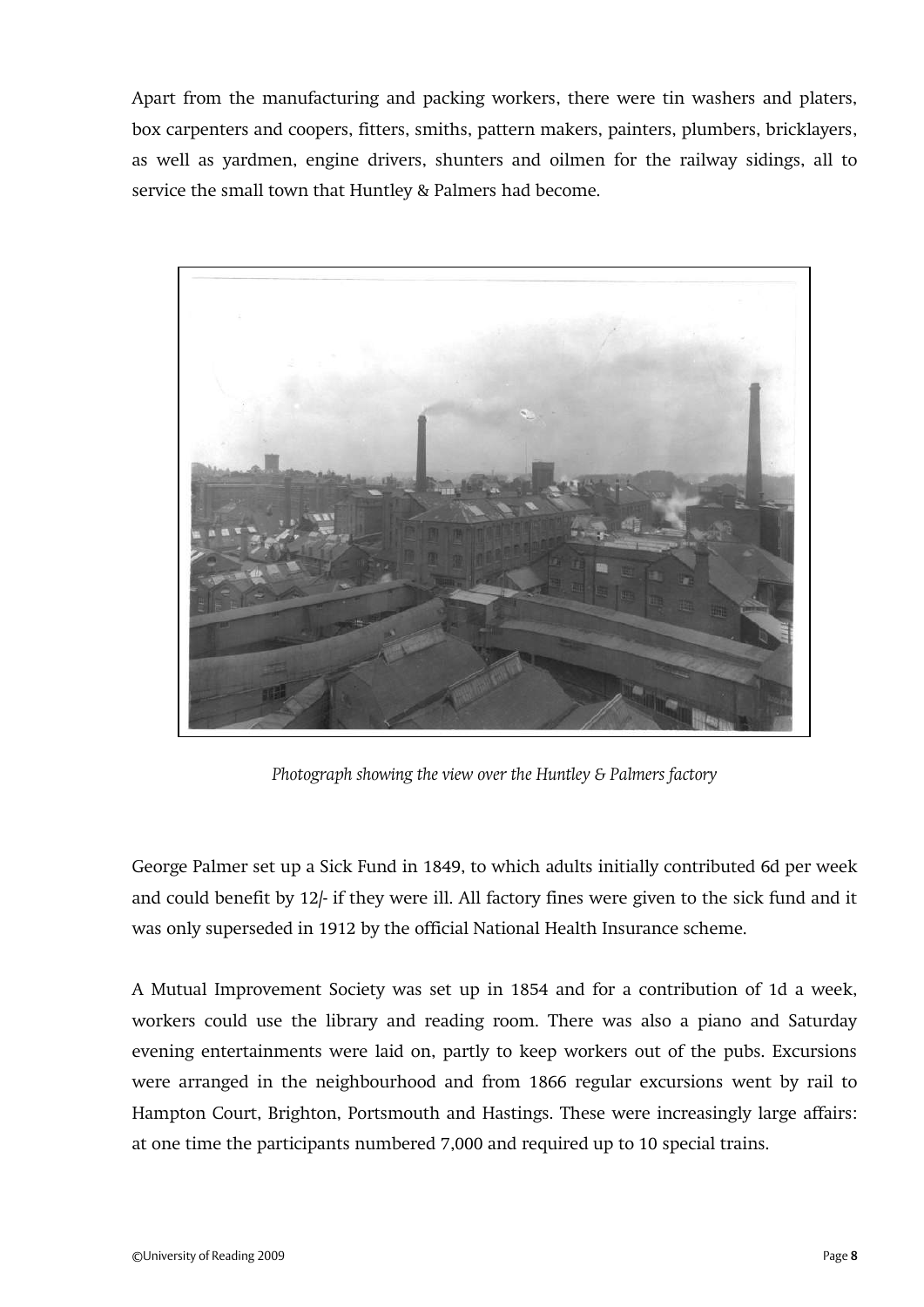Apart from the manufacturing and packing workers, there were tin washers and platers, box carpenters and coopers, fitters, smiths, pattern makers, painters, plumbers, bricklayers, as well as yardmen, engine drivers, shunters and oilmen for the railway sidings, all to service the small town that Huntley & Palmers had become.

*Photograph showing the view over the Huntley & Palmers factory*

George Palmer set up a Sick Fund in 1849, to which adults initially contributed 6d per week and could benefit by 12/- if they were ill. All factory fines were given to the sick fund and it was only superseded in 1912 by the official National Health Insurance scheme.

A Mutual Improvement Society was set up in 1854 and for a contribution of 1d a week, workers could use the library and reading room. There was also a piano and Saturday evening entertainments were laid on, partly to keep workers out of the pubs. Excursions were arranged in the neighbourhood and from 1866 regular excursions went by rail to Hampton Court, Brighton, Portsmouth and Hastings. These were increasingly large affairs: at one time the participants numbered 7,000 and required up to 10 special trains.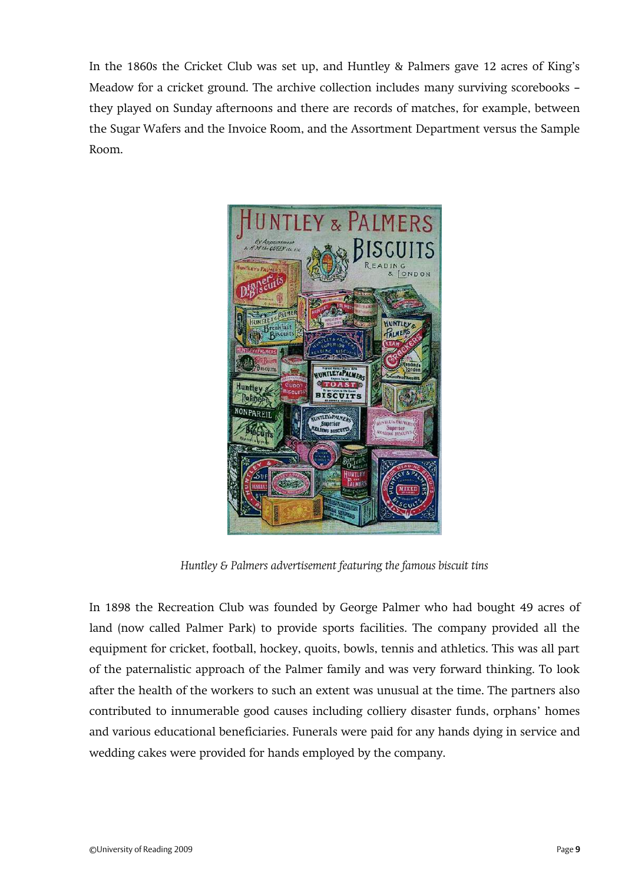In the 1860s the Cricket Club was set up, and Huntley & Palmers gave 12 acres of King's Meadow for a cricket ground. The archive collection includes many surviving scorebooks – they played on Sunday afternoons and there are records of matches, for example, between the Sugar Wafers and the Invoice Room, and the Assortment Department versus the Sample Room.

*Huntley & Palmers advertisement featuring the famous biscuit tins*

In 1898 the Recreation Club was founded by George Palmer who had bought 49 acres of land (now called Palmer Park) to provide sports facilities. The company provided all the equipment for cricket, football, hockey, quoits, bowls, tennis and athletics. This was all part of the paternalistic approach of the Palmer family and was very forward thinking. To look after the health of the workers to such an extent was unusual at the time. The partners also contributed to innumerable good causes including colliery disaster funds, orphans' homes and various educational beneficiaries. Funerals were paid for any hands dying in service and wedding cakes were provided for hands employed by the company.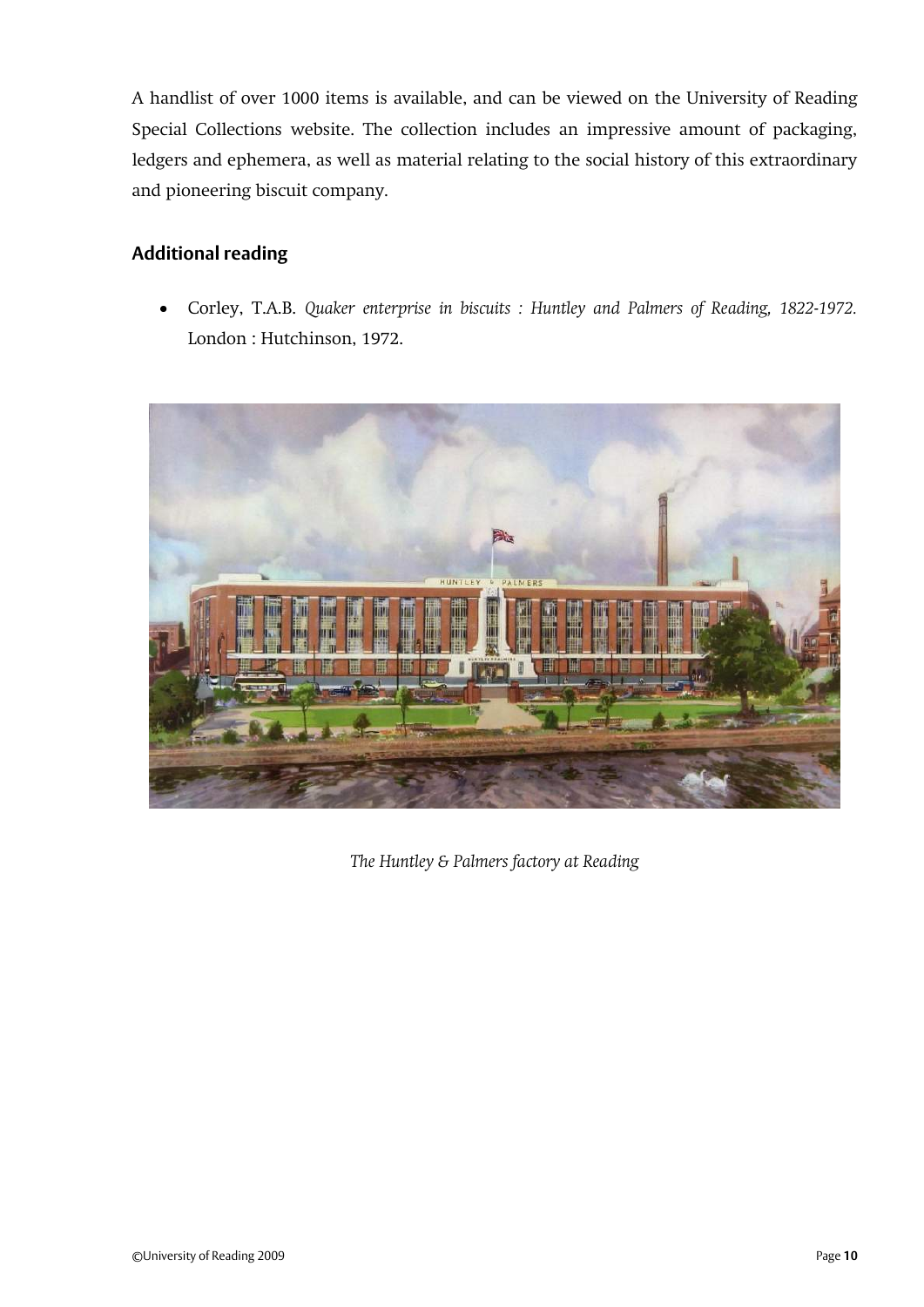A handlist of over 1000 items is available, and can be viewed on the University of Reading Special Collections website. The collection includes an impressive amount of packaging, ledgers and ephemera, as well as material relating to the social history of this extraordinary and pioneering biscuit company.

## Additional reading

- Corley, T.A.B. *Quaker enterprise in biscuits : Huntley and Palmers of Reading, 1822-1972.* London : Hutchinson, 1972.

*The Huntley & Palmers factory at Reading*